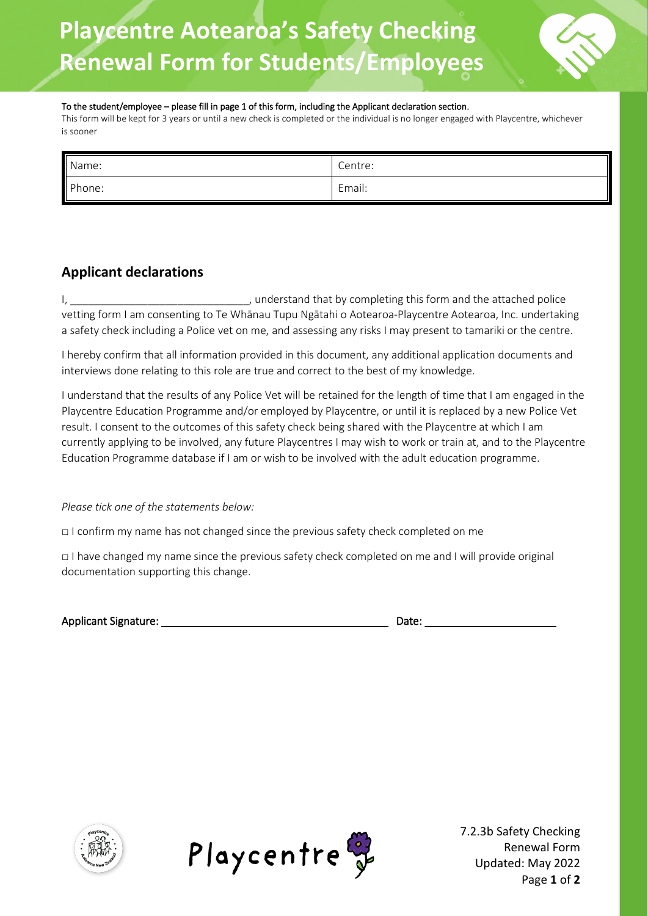# Playcentre Aotearoa's Safety Checking Renewal Form for Students/Employees

To the student/employee – please fill in page 1 of this form, including the Applicant declaration section.

This form will be kept for 3 years or until a new check is completed or the individual is no longer engaged with Playcentre, whichever is sooner

| Name: | Centre: |
|---|---|
| Phone: | Email: |

## Applicant declarations

I, ______________________________, understand that by completing this form and the attached police vetting form I am consenting to Te Whānau Tupu Ngātahi o Aotearoa-Playcentre Aotearoa, Inc. undertaking a safety check including a Police vet on me, and assessing any risks I may present to tamariki or the centre.

I hereby confirm that all information provided in this document, any additional application documents and interviews done relating to this role are true and correct to the best of my knowledge.

I understand that the results of any Police Vet will be retained for the length of time that I am engaged in the Playcentre Education Programme and/or employed by Playcentre, or until it is replaced by a new Police Vet result. I consent to the outcomes of this safety check being shared with the Playcentre at which I am currently applying to be involved, any future Playcentres I may wish to work or train at, and to the Playcentre Education Programme database if I am or wish to be involved with the adult education programme.

*Please tick one of the statements below:*

□ I confirm my name has not changed since the previous safety check completed on me

□ I have changed my name since the previous safety check completed on me and I will provide original documentation supporting this change.

Applicant Signature: ______________________________ Date: ____________________

7.2.3b Safety Checking Renewal Form
Updated: May 2022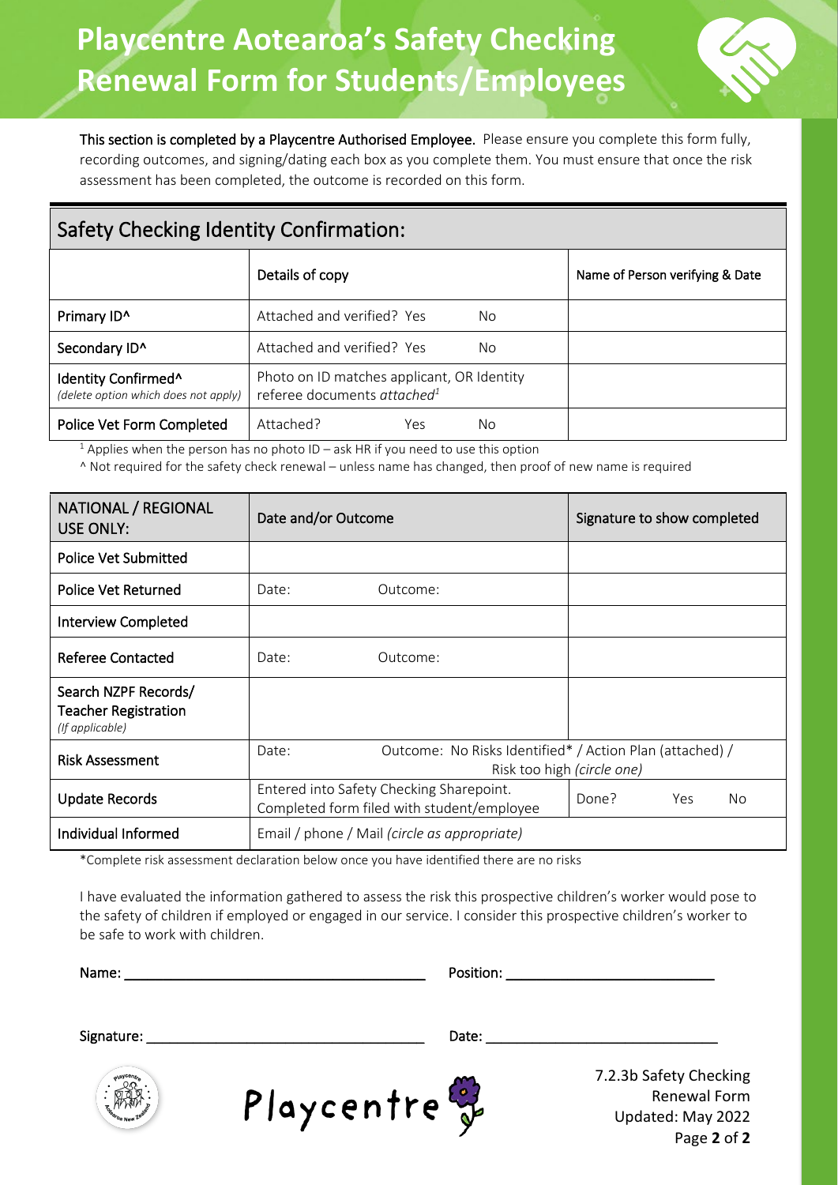# Playcentre Aotearoa's Safety Checking Renewal Form for Students/Employees

**This section is completed by a Playcentre Authorised Employee.** Please ensure you complete this form fully, recording outcomes, and signing/dating each box as you complete them. You must ensure that once the risk assessment has been completed, the outcome is recorded on this form.

## Safety Checking Identity Confirmation:

| | Details of copy | Name of Person verifying & Date |
|---|---|---|
| Primary ID^ | Attached and verified? Yes No | |
| Secondary ID^ | Attached and verified? Yes No | |
| Identity Confirmed^ *(delete option which does not apply)* | Photo on ID matches applicant, OR Identity referee documents *attached*[1] | |
| Police Vet Form Completed | Attached? Yes No | |

[1] Applies when the person has no photo ID – ask HR if you need to use this option

^ Not required for the safety check renewal – unless name has changed, then proof of new name is required

| NATIONAL / REGIONAL USE ONLY: | Date and/or Outcome | Signature to show completed |
|---|---|---|
| Police Vet Submitted | | |
| Police Vet Returned | Date: Outcome: | |
| Interview Completed | | |
| Referee Contacted | Date: Outcome: | |
| Search NZPF Records/ Teacher Registration *(If applicable)* | | |
| Risk Assessment | Date: Outcome: No Risks Identified* / Action Plan (attached) / Risk too high *(circle one)* | |
| Update Records | Entered into Safety Checking Sharepoint. Completed form filed with student/employee | Done? Yes No |
| Individual Informed | Email / phone / Mail *(circle as appropriate)* | |

*Complete risk assessment declaration below once you have identified there are no risks

I have evaluated the information gathered to assess the risk this prospective children's worker would pose to the safety of children if employed or engaged in our service. I consider this prospective children's worker to be safe to work with children.

Name: ______________________________ Position: ______________________

Signature: ___________________________ Date: _________________________

Playcentre

7.2.3b Safety Checking Renewal Form
Updated: May 2022